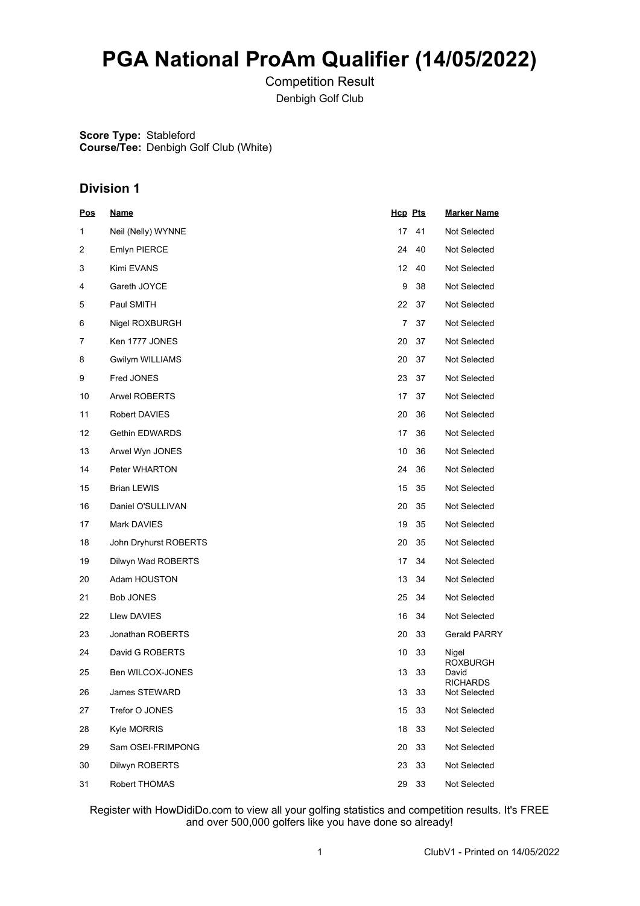# PGA National ProAm Qualifier (14/05/2022)

Competition Result

Denbigh Golf Club

**Score Type:** Stableford
**Course/Tee:** Denbigh Golf Club (White)

## Division 1

| Pos | Name | Hcp | Pts | Marker Name |
|---|---|---|---|---|
| 1 | Neil (Nelly) WYNNE | 17 | 41 | Not Selected |
| 2 | Emlyn PIERCE | 24 | 40 | Not Selected |
| 3 | Kimi EVANS | 12 | 40 | Not Selected |
| 4 | Gareth JOYCE | 9 | 38 | Not Selected |
| 5 | Paul SMITH | 22 | 37 | Not Selected |
| 6 | Nigel ROXBURGH | 7 | 37 | Not Selected |
| 7 | Ken 1777 JONES | 20 | 37 | Not Selected |
| 8 | Gwilym WILLIAMS | 20 | 37 | Not Selected |
| 9 | Fred JONES | 23 | 37 | Not Selected |
| 10 | Arwel ROBERTS | 17 | 37 | Not Selected |
| 11 | Robert DAVIES | 20 | 36 | Not Selected |
| 12 | Gethin EDWARDS | 17 | 36 | Not Selected |
| 13 | Arwel Wyn JONES | 10 | 36 | Not Selected |
| 14 | Peter WHARTON | 24 | 36 | Not Selected |
| 15 | Brian LEWIS | 15 | 35 | Not Selected |
| 16 | Daniel O'SULLIVAN | 20 | 35 | Not Selected |
| 17 | Mark DAVIES | 19 | 35 | Not Selected |
| 18 | John Dryhurst ROBERTS | 20 | 35 | Not Selected |
| 19 | Dilwyn Wad ROBERTS | 17 | 34 | Not Selected |
| 20 | Adam HOUSTON | 13 | 34 | Not Selected |
| 21 | Bob JONES | 25 | 34 | Not Selected |
| 22 | Llew DAVIES | 16 | 34 | Not Selected |
| 23 | Jonathan ROBERTS | 20 | 33 | Gerald PARRY |
| 24 | David G ROBERTS | 10 | 33 | Nigel ROXBURGH |
| 25 | Ben WILCOX-JONES | 13 | 33 | David RICHARDS |
| 26 | James STEWARD | 13 | 33 | Not Selected |
| 27 | Trefor O JONES | 15 | 33 | Not Selected |
| 28 | Kyle MORRIS | 18 | 33 | Not Selected |
| 29 | Sam OSEI-FRIMPONG | 20 | 33 | Not Selected |
| 30 | Dilwyn ROBERTS | 23 | 33 | Not Selected |
| 31 | Robert THOMAS | 29 | 33 | Not Selected |

Register with HowDidiDo.com to view all your golfing statistics and competition results. It's FREE and over 500,000 golfers like you have done so already!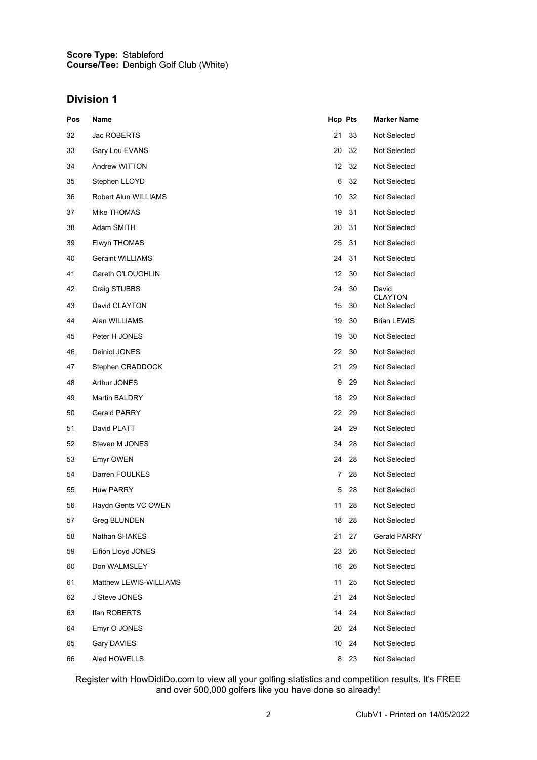**Score Type:** Stableford
**Course/Tee:** Denbigh Golf Club (White)

## Division 1

| Pos | Name | Hcp | Pts | Marker Name |
|---|---|---|---|---|
| 32 | Jac ROBERTS | 21 | 33 | Not Selected |
| 33 | Gary Lou EVANS | 20 | 32 | Not Selected |
| 34 | Andrew WITTON | 12 | 32 | Not Selected |
| 35 | Stephen LLOYD | 6 | 32 | Not Selected |
| 36 | Robert Alun WILLIAMS | 10 | 32 | Not Selected |
| 37 | Mike THOMAS | 19 | 31 | Not Selected |
| 38 | Adam SMITH | 20 | 31 | Not Selected |
| 39 | Elwyn THOMAS | 25 | 31 | Not Selected |
| 40 | Geraint WILLIAMS | 24 | 31 | Not Selected |
| 41 | Gareth O'LOUGHLIN | 12 | 30 | Not Selected |
| 42 | Craig STUBBS | 24 | 30 | David CLAYTON |
| 43 | David CLAYTON | 15 | 30 | Not Selected |
| 44 | Alan WILLIAMS | 19 | 30 | Brian LEWIS |
| 45 | Peter H JONES | 19 | 30 | Not Selected |
| 46 | Deiniol JONES | 22 | 30 | Not Selected |
| 47 | Stephen CRADDOCK | 21 | 29 | Not Selected |
| 48 | Arthur JONES | 9 | 29 | Not Selected |
| 49 | Martin BALDRY | 18 | 29 | Not Selected |
| 50 | Gerald PARRY | 22 | 29 | Not Selected |
| 51 | David PLATT | 24 | 29 | Not Selected |
| 52 | Steven M JONES | 34 | 28 | Not Selected |
| 53 | Emyr OWEN | 24 | 28 | Not Selected |
| 54 | Darren FOULKES | 7 | 28 | Not Selected |
| 55 | Huw PARRY | 5 | 28 | Not Selected |
| 56 | Haydn Gents VC OWEN | 11 | 28 | Not Selected |
| 57 | Greg BLUNDEN | 18 | 28 | Not Selected |
| 58 | Nathan SHAKES | 21 | 27 | Gerald PARRY |
| 59 | Eifion Lloyd JONES | 23 | 26 | Not Selected |
| 60 | Don WALMSLEY | 16 | 26 | Not Selected |
| 61 | Matthew LEWIS-WILLIAMS | 11 | 25 | Not Selected |
| 62 | J Steve JONES | 21 | 24 | Not Selected |
| 63 | Ifan ROBERTS | 14 | 24 | Not Selected |
| 64 | Emyr O JONES | 20 | 24 | Not Selected |
| 65 | Gary DAVIES | 10 | 24 | Not Selected |
| 66 | Aled HOWELLS | 8 | 23 | Not Selected |

Register with HowDidiDo.com to view all your golfing statistics and competition results. It's FREE and over 500,000 golfers like you have done so already!

ClubV1 - Printed on 14/05/2022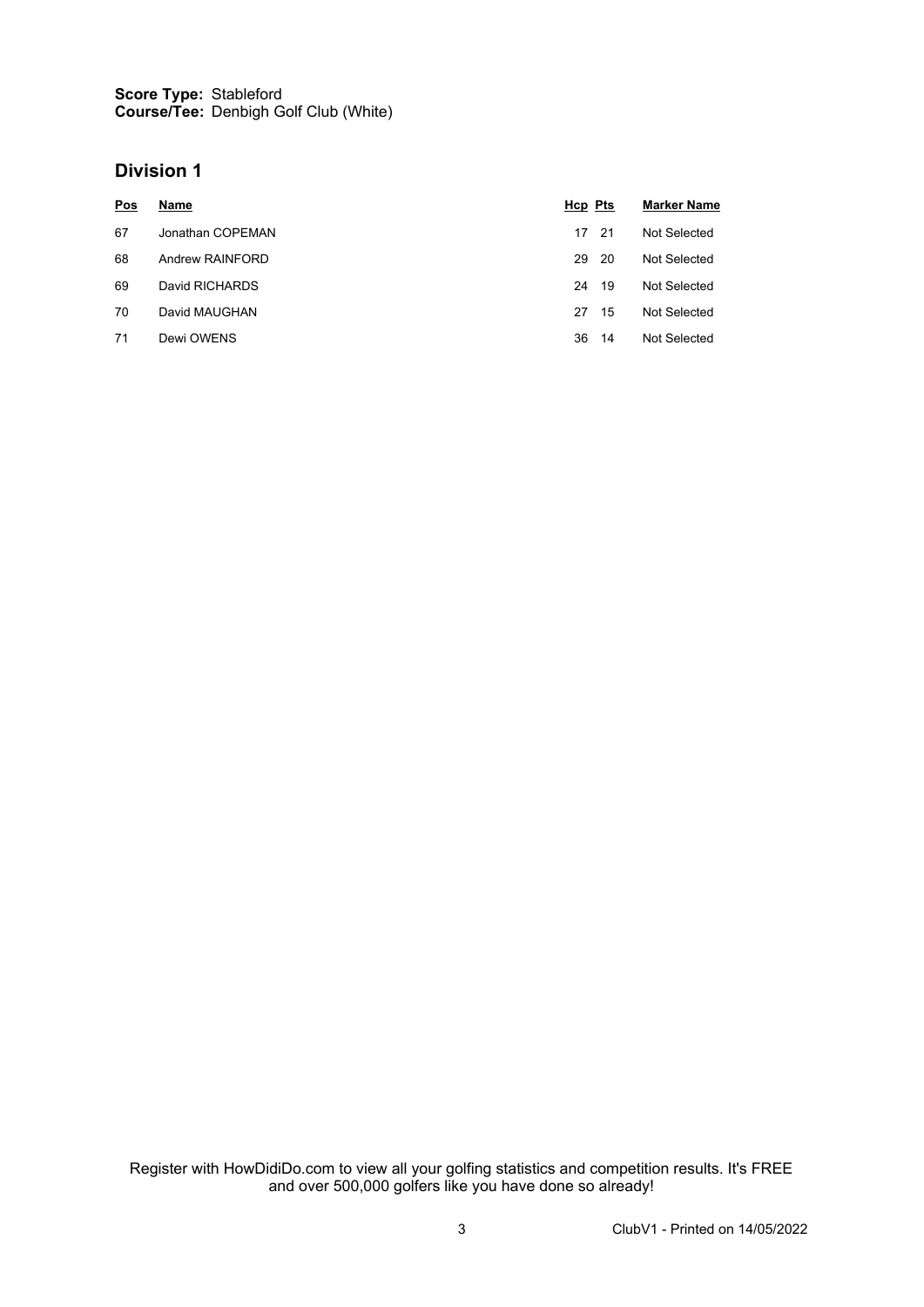**Score Type:** Stableford
**Course/Tee:** Denbigh Golf Club (White)

## Division 1

| Pos | Name | Hcp | Pts | Marker Name |
| --- | --- | --- | --- | --- |
| 67 | Jonathan COPEMAN | 17 | 21 | Not Selected |
| 68 | Andrew RAINFORD | 29 | 20 | Not Selected |
| 69 | David RICHARDS | 24 | 19 | Not Selected |
| 70 | David MAUGHAN | 27 | 15 | Not Selected |
| 71 | Dewi OWENS | 36 | 14 | Not Selected |

Register with HowDidiDo.com to view all your golfing statistics and competition results. It's FREE and over 500,000 golfers like you have done so already!

ClubV1 - Printed on 14/05/2022